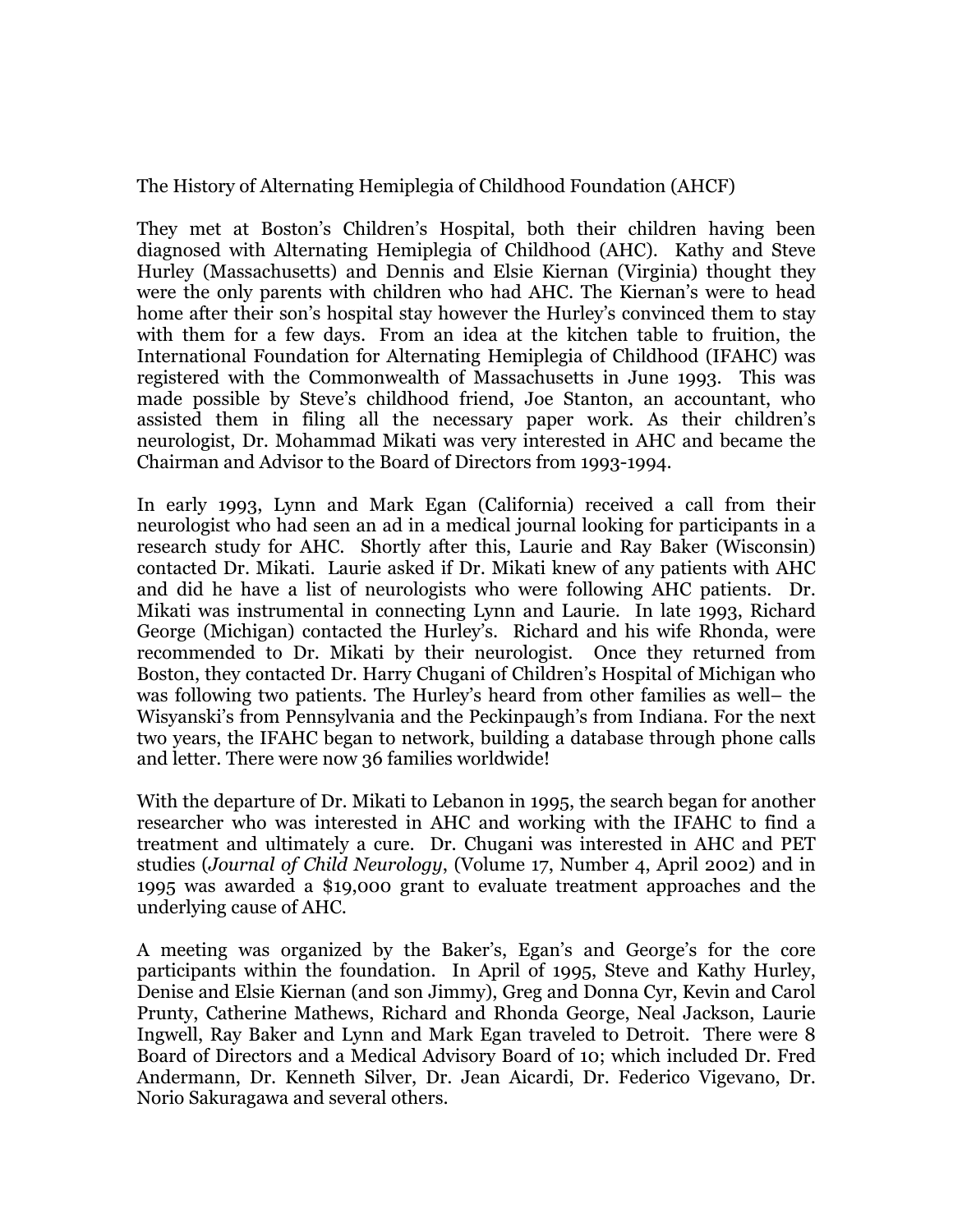# The History of Alternating Hemiplegia of Childhood Foundation (AHCF)

They met at Boston's Children's Hospital, both their children having been diagnosed with Alternating Hemiplegia of Childhood (AHC). Kathy and Steve Hurley (Massachusetts) and Dennis and Elsie Kiernan (Virginia) thought they were the only parents with children who had AHC. The Kiernan's were to head home after their son's hospital stay however the Hurley's convinced them to stay with them for a few days. From an idea at the kitchen table to fruition, the International Foundation for Alternating Hemiplegia of Childhood (IFAHC) was registered with the Commonwealth of Massachusetts in June 1993. This was made possible by Steve's childhood friend, Joe Stanton, an accountant, who assisted them in filing all the necessary paper work. As their children's neurologist, Dr. Mohammad Mikati was very interested in AHC and became the Chairman and Advisor to the Board of Directors from 1993-1994.

In early 1993, Lynn and Mark Egan (California) received a call from their neurologist who had seen an ad in a medical journal looking for participants in a research study for AHC. Shortly after this, Laurie and Ray Baker (Wisconsin) contacted Dr. Mikati. Laurie asked if Dr. Mikati knew of any patients with AHC and did he have a list of neurologists who were following AHC patients. Dr. Mikati was instrumental in connecting Lynn and Laurie. In late 1993, Richard George (Michigan) contacted the Hurley's. Richard and his wife Rhonda, were recommended to Dr. Mikati by their neurologist. Once they returned from Boston, they contacted Dr. Harry Chugani of Children's Hospital of Michigan who was following two patients. The Hurley's heard from other families as well– the Wisyanski's from Pennsylvania and the Peckinpaugh's from Indiana. For the next two years, the IFAHC began to network, building a database through phone calls and letter. There were now 36 families worldwide!

With the departure of Dr. Mikati to Lebanon in 1995, the search began for another researcher who was interested in AHC and working with the IFAHC to find a treatment and ultimately a cure. Dr. Chugani was interested in AHC and PET studies (*Journal of Child Neurology*, (Volume 17, Number 4, April 2002) and in 1995 was awarded a $19,000 grant to evaluate treatment approaches and the underlying cause of AHC.

A meeting was organized by the Baker's, Egan's and George's for the core participants within the foundation. In April of 1995, Steve and Kathy Hurley, Denise and Elsie Kiernan (and son Jimmy), Greg and Donna Cyr, Kevin and Carol Prunty, Catherine Mathews, Richard and Rhonda George, Neal Jackson, Laurie Ingwell, Ray Baker and Lynn and Mark Egan traveled to Detroit. There were 8 Board of Directors and a Medical Advisory Board of 10; which included Dr. Fred Andermann, Dr. Kenneth Silver, Dr. Jean Aicardi, Dr. Federico Vigevano, Dr. Norio Sakuragawa and several others.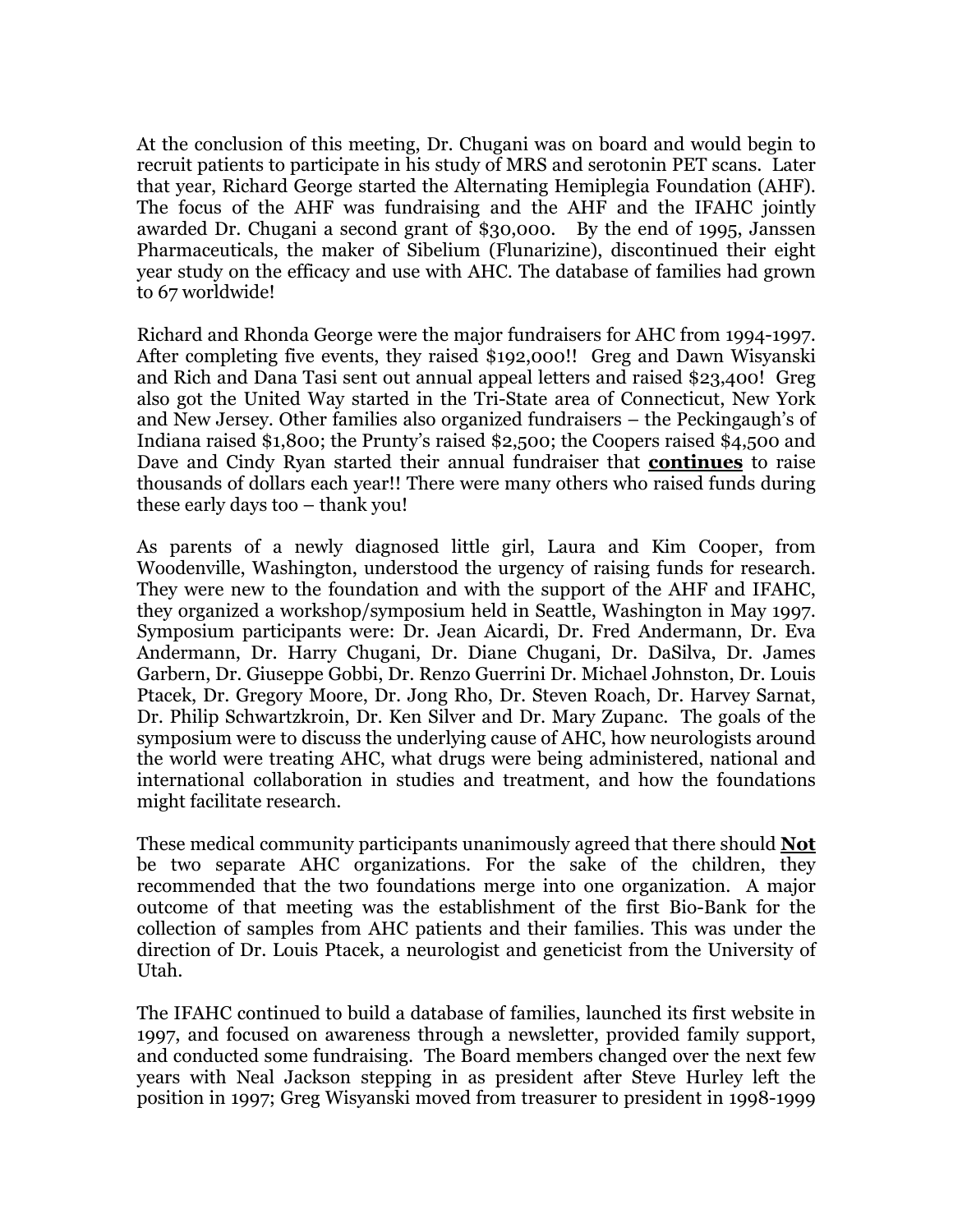At the conclusion of this meeting, Dr. Chugani was on board and would begin to recruit patients to participate in his study of MRS and serotonin PET scans. Later that year, Richard George started the Alternating Hemiplegia Foundation (AHF). The focus of the AHF was fundraising and the AHF and the IFAHC jointly awarded Dr. Chugani a second grant of $30,000. By the end of 1995, Janssen Pharmaceuticals, the maker of Sibelium (Flunarizine), discontinued their eight year study on the efficacy and use with AHC. The database of families had grown to 67 worldwide!

Richard and Rhonda George were the major fundraisers for AHC from 1994-1997. After completing five events, they raised $192,000!! Greg and Dawn Wisyanski and Rich and Dana Tasi sent out annual appeal letters and raised $23,400! Greg also got the United Way started in the Tri-State area of Connecticut, New York and New Jersey. Other families also organized fundraisers – the Peckingaugh's of Indiana raised $1,800; the Prunty's raised $2,500; the Coopers raised $4,500 and Dave and Cindy Ryan started their annual fundraiser that **continues** to raise thousands of dollars each year!! There were many others who raised funds during these early days too – thank you!

As parents of a newly diagnosed little girl, Laura and Kim Cooper, from Woodenville, Washington, understood the urgency of raising funds for research. They were new to the foundation and with the support of the AHF and IFAHC, they organized a workshop/symposium held in Seattle, Washington in May 1997. Symposium participants were: Dr. Jean Aicardi, Dr. Fred Andermann, Dr. Eva Andermann, Dr. Harry Chugani, Dr. Diane Chugani, Dr. DaSilva, Dr. James Garbern, Dr. Giuseppe Gobbi, Dr. Renzo Guerrini Dr. Michael Johnston, Dr. Louis Ptacek, Dr. Gregory Moore, Dr. Jong Rho, Dr. Steven Roach, Dr. Harvey Sarnat, Dr. Philip Schwartzkroin, Dr. Ken Silver and Dr. Mary Zupanc. The goals of the symposium were to discuss the underlying cause of AHC, how neurologists around the world were treating AHC, what drugs were being administered, national and international collaboration in studies and treatment, and how the foundations might facilitate research.

These medical community participants unanimously agreed that there should **Not** be two separate AHC organizations. For the sake of the children, they recommended that the two foundations merge into one organization. A major outcome of that meeting was the establishment of the first Bio-Bank for the collection of samples from AHC patients and their families. This was under the direction of Dr. Louis Ptacek, a neurologist and geneticist from the University of Utah.

The IFAHC continued to build a database of families, launched its first website in 1997, and focused on awareness through a newsletter, provided family support, and conducted some fundraising. The Board members changed over the next few years with Neal Jackson stepping in as president after Steve Hurley left the position in 1997; Greg Wisyanski moved from treasurer to president in 1998-1999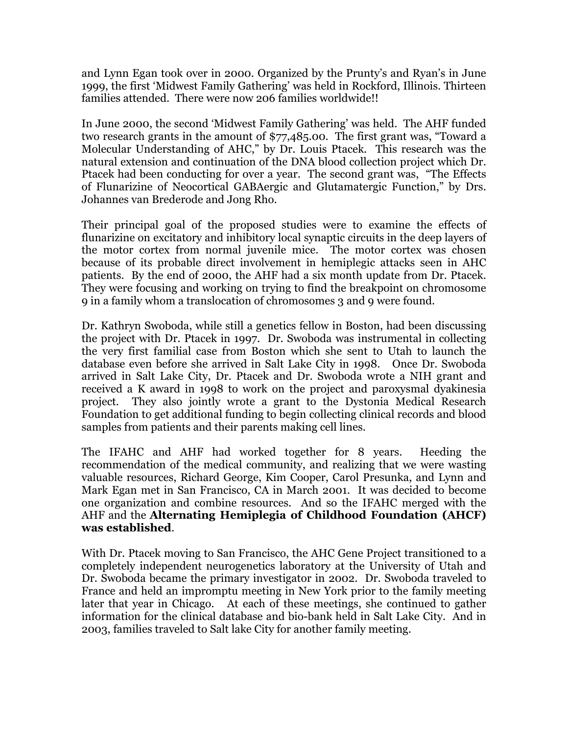and Lynn Egan took over in 2000. Organized by the Prunty's and Ryan's in June 1999, the first 'Midwest Family Gathering' was held in Rockford, Illinois. Thirteen families attended. There were now 206 families worldwide!!

In June 2000, the second 'Midwest Family Gathering' was held. The AHF funded two research grants in the amount of $77,485.00. The first grant was, "Toward a Molecular Understanding of AHC," by Dr. Louis Ptacek. This research was the natural extension and continuation of the DNA blood collection project which Dr. Ptacek had been conducting for over a year. The second grant was, "The Effects of Flunarizine of Neocortical GABAergic and Glutamatergic Function," by Drs. Johannes van Brederode and Jong Rho.

Their principal goal of the proposed studies were to examine the effects of flunarizine on excitatory and inhibitory local synaptic circuits in the deep layers of the motor cortex from normal juvenile mice. The motor cortex was chosen because of its probable direct involvement in hemiplegic attacks seen in AHC patients. By the end of 2000, the AHF had a six month update from Dr. Ptacek. They were focusing and working on trying to find the breakpoint on chromosome 9 in a family whom a translocation of chromosomes 3 and 9 were found.

Dr. Kathryn Swoboda, while still a genetics fellow in Boston, had been discussing the project with Dr. Ptacek in 1997. Dr. Swoboda was instrumental in collecting the very first familial case from Boston which she sent to Utah to launch the database even before she arrived in Salt Lake City in 1998. Once Dr. Swoboda arrived in Salt Lake City, Dr. Ptacek and Dr. Swoboda wrote a NIH grant and received a K award in 1998 to work on the project and paroxysmal dyakinesia project. They also jointly wrote a grant to the Dystonia Medical Research Foundation to get additional funding to begin collecting clinical records and blood samples from patients and their parents making cell lines.

The IFAHC and AHF had worked together for 8 years. Heeding the recommendation of the medical community, and realizing that we were wasting valuable resources, Richard George, Kim Cooper, Carol Presunka, and Lynn and Mark Egan met in San Francisco, CA in March 2001. It was decided to become one organization and combine resources. And so the IFAHC merged with the AHF and the **Alternating Hemiplegia of Childhood Foundation (AHCF) was established**.

With Dr. Ptacek moving to San Francisco, the AHC Gene Project transitioned to a completely independent neurogenetics laboratory at the University of Utah and Dr. Swoboda became the primary investigator in 2002. Dr. Swoboda traveled to France and held an impromptu meeting in New York prior to the family meeting later that year in Chicago. At each of these meetings, she continued to gather information for the clinical database and bio-bank held in Salt Lake City. And in 2003, families traveled to Salt lake City for another family meeting.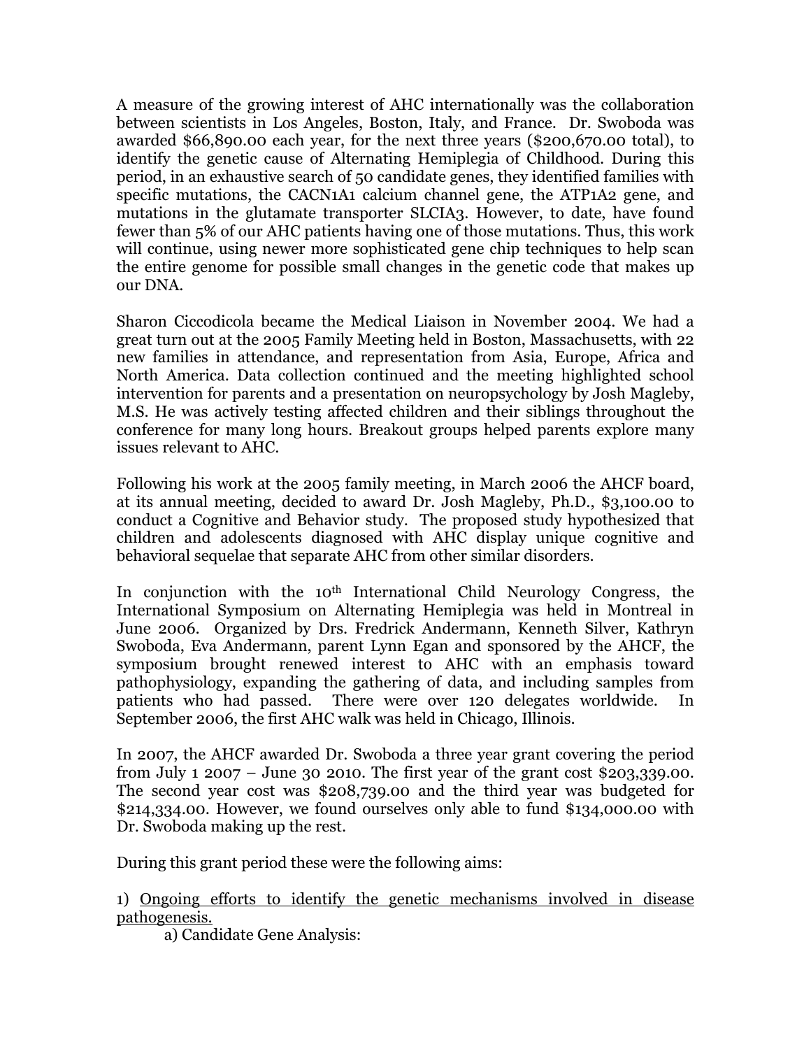A measure of the growing interest of AHC internationally was the collaboration between scientists in Los Angeles, Boston, Italy, and France. Dr. Swoboda was awarded $66,890.00 each year, for the next three years ($200,670.00 total), to identify the genetic cause of Alternating Hemiplegia of Childhood. During this period, in an exhaustive search of 50 candidate genes, they identified families with specific mutations, the CACN1A1 calcium channel gene, the ATP1A2 gene, and mutations in the glutamate transporter SLCIA3. However, to date, have found fewer than 5% of our AHC patients having one of those mutations. Thus, this work will continue, using newer more sophisticated gene chip techniques to help scan the entire genome for possible small changes in the genetic code that makes up our DNA.

Sharon Ciccodicola became the Medical Liaison in November 2004. We had a great turn out at the 2005 Family Meeting held in Boston, Massachusetts, with 22 new families in attendance, and representation from Asia, Europe, Africa and North America. Data collection continued and the meeting highlighted school intervention for parents and a presentation on neuropsychology by Josh Magleby, M.S. He was actively testing affected children and their siblings throughout the conference for many long hours. Breakout groups helped parents explore many issues relevant to AHC.

Following his work at the 2005 family meeting, in March 2006 the AHCF board, at its annual meeting, decided to award Dr. Josh Magleby, Ph.D., $3,100.00 to conduct a Cognitive and Behavior study. The proposed study hypothesized that children and adolescents diagnosed with AHC display unique cognitive and behavioral sequelae that separate AHC from other similar disorders.

In conjunction with the 10th International Child Neurology Congress, the International Symposium on Alternating Hemiplegia was held in Montreal in June 2006. Organized by Drs. Fredrick Andermann, Kenneth Silver, Kathryn Swoboda, Eva Andermann, parent Lynn Egan and sponsored by the AHCF, the symposium brought renewed interest to AHC with an emphasis toward pathophysiology, expanding the gathering of data, and including samples from patients who had passed. There were over 120 delegates worldwide. In September 2006, the first AHC walk was held in Chicago, Illinois.

In 2007, the AHCF awarded Dr. Swoboda a three year grant covering the period from July 1 2007 – June 30 2010. The first year of the grant cost $203,339.00. The second year cost was $208,739.00 and the third year was budgeted for $214,334.00. However, we found ourselves only able to fund $134,000.00 with Dr. Swoboda making up the rest.

During this grant period these were the following aims:

1) <u>Ongoing efforts to identify the genetic mechanisms involved in disease pathogenesis.</u>

  a) Candidate Gene Analysis: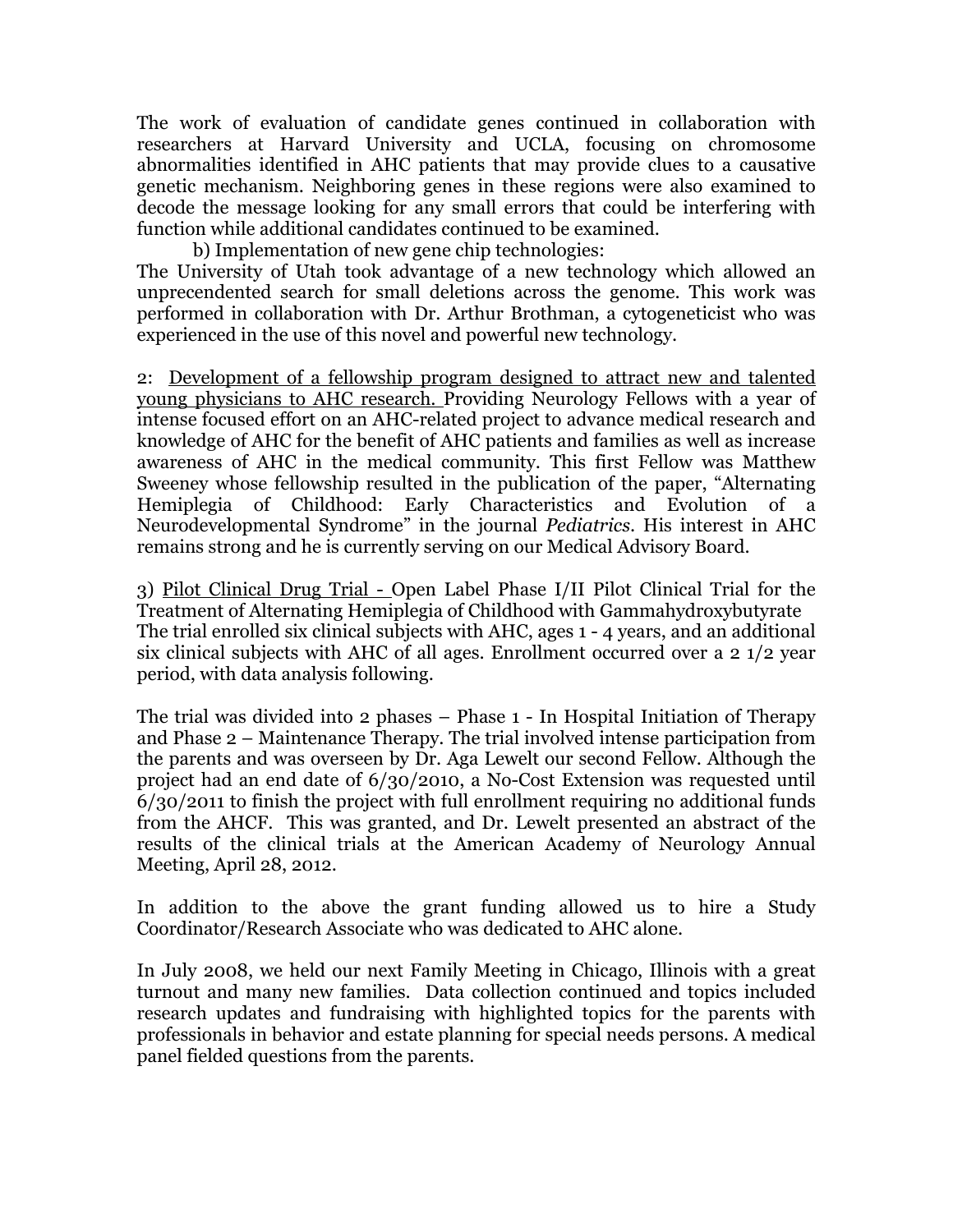The work of evaluation of candidate genes continued in collaboration with researchers at Harvard University and UCLA, focusing on chromosome abnormalities identified in AHC patients that may provide clues to a causative genetic mechanism. Neighboring genes in these regions were also examined to decode the message looking for any small errors that could be interfering with function while additional candidates continued to be examined.

b) Implementation of new gene chip technologies:

The University of Utah took advantage of a new technology which allowed an unprecendented search for small deletions across the genome. This work was performed in collaboration with Dr. Arthur Brothman, a cytogeneticist who was experienced in the use of this novel and powerful new technology.

2: Development of a fellowship program designed to attract new and talented young physicians to AHC research. Providing Neurology Fellows with a year of intense focused effort on an AHC-related project to advance medical research and knowledge of AHC for the benefit of AHC patients and families as well as increase awareness of AHC in the medical community. This first Fellow was Matthew Sweeney whose fellowship resulted in the publication of the paper, "Alternating Hemiplegia of Childhood: Early Characteristics and Evolution of a Neurodevelopmental Syndrome" in the journal *Pediatrics*. His interest in AHC remains strong and he is currently serving on our Medical Advisory Board.

3) Pilot Clinical Drug Trial - Open Label Phase I/II Pilot Clinical Trial for the Treatment of Alternating Hemiplegia of Childhood with Gammahydroxybutyrate
The trial enrolled six clinical subjects with AHC, ages 1 - 4 years, and an additional six clinical subjects with AHC of all ages. Enrollment occurred over a 2 1/2 year period, with data analysis following.

The trial was divided into 2 phases – Phase 1 - In Hospital Initiation of Therapy and Phase 2 – Maintenance Therapy. The trial involved intense participation from the parents and was overseen by Dr. Aga Lewelt our second Fellow. Although the project had an end date of 6/30/2010, a No-Cost Extension was requested until 6/30/2011 to finish the project with full enrollment requiring no additional funds from the AHCF. This was granted, and Dr. Lewelt presented an abstract of the results of the clinical trials at the American Academy of Neurology Annual Meeting, April 28, 2012.

In addition to the above the grant funding allowed us to hire a Study Coordinator/Research Associate who was dedicated to AHC alone.

In July 2008, we held our next Family Meeting in Chicago, Illinois with a great turnout and many new families. Data collection continued and topics included research updates and fundraising with highlighted topics for the parents with professionals in behavior and estate planning for special needs persons. A medical panel fielded questions from the parents.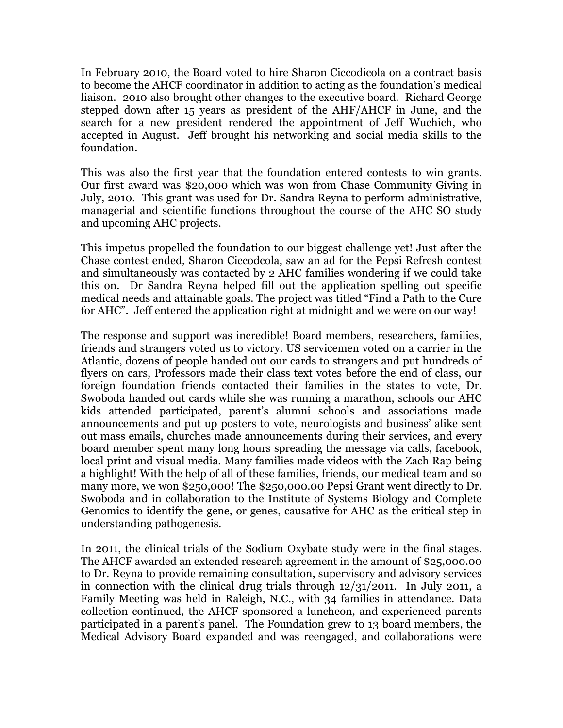In February 2010, the Board voted to hire Sharon Ciccodicola on a contract basis to become the AHCF coordinator in addition to acting as the foundation's medical liaison. 2010 also brought other changes to the executive board. Richard George stepped down after 15 years as president of the AHF/AHCF in June, and the search for a new president rendered the appointment of Jeff Wuchich, who accepted in August. Jeff brought his networking and social media skills to the foundation.

This was also the first year that the foundation entered contests to win grants. Our first award was $20,000 which was won from Chase Community Giving in July, 2010. This grant was used for Dr. Sandra Reyna to perform administrative, managerial and scientific functions throughout the course of the AHC SO study and upcoming AHC projects.

This impetus propelled the foundation to our biggest challenge yet! Just after the Chase contest ended, Sharon Ciccodcola, saw an ad for the Pepsi Refresh contest and simultaneously was contacted by 2 AHC families wondering if we could take this on. Dr Sandra Reyna helped fill out the application spelling out specific medical needs and attainable goals. The project was titled "Find a Path to the Cure for AHC". Jeff entered the application right at midnight and we were on our way!

The response and support was incredible! Board members, researchers, families, friends and strangers voted us to victory. US servicemen voted on a carrier in the Atlantic, dozens of people handed out our cards to strangers and put hundreds of flyers on cars, Professors made their class text votes before the end of class, our foreign foundation friends contacted their families in the states to vote, Dr. Swoboda handed out cards while she was running a marathon, schools our AHC kids attended participated, parent's alumni schools and associations made announcements and put up posters to vote, neurologists and business' alike sent out mass emails, churches made announcements during their services, and every board member spent many long hours spreading the message via calls, facebook, local print and visual media. Many families made videos with the Zach Rap being a highlight! With the help of all of these families, friends, our medical team and so many more, we won $250,000! The $250,000.00 Pepsi Grant went directly to Dr. Swoboda and in collaboration to the Institute of Systems Biology and Complete Genomics to identify the gene, or genes, causative for AHC as the critical step in understanding pathogenesis.

In 2011, the clinical trials of the Sodium Oxybate study were in the final stages. The AHCF awarded an extended research agreement in the amount of $25,000.00 to Dr. Reyna to provide remaining consultation, supervisory and advisory services in connection with the clinical drug trials through 12/31/2011. In July 2011, a Family Meeting was held in Raleigh, N.C., with 34 families in attendance. Data collection continued, the AHCF sponsored a luncheon, and experienced parents participated in a parent's panel. The Foundation grew to 13 board members, the Medical Advisory Board expanded and was reengaged, and collaborations were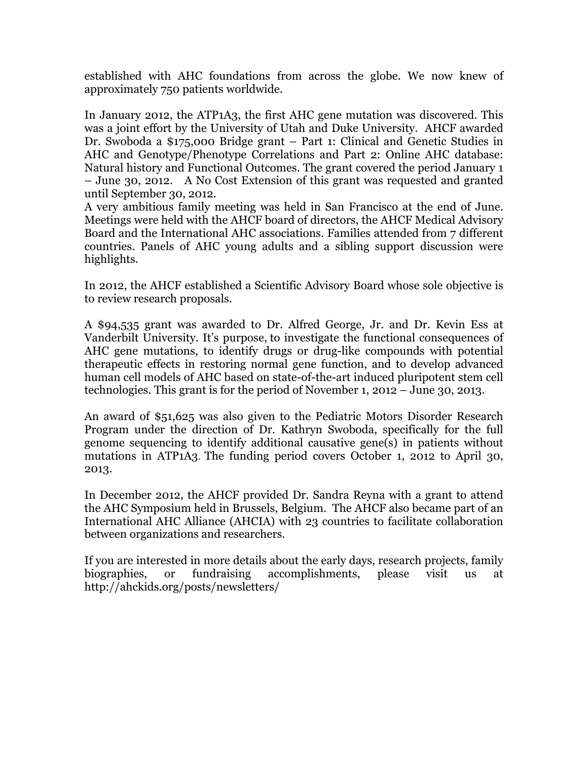established with AHC foundations from across the globe. We now knew of approximately 750 patients worldwide.

In January 2012, the ATP1A3, the first AHC gene mutation was discovered. This was a joint effort by the University of Utah and Duke University. AHCF awarded Dr. Swoboda a $175,000 Bridge grant – Part 1: Clinical and Genetic Studies in AHC and Genotype/Phenotype Correlations and Part 2: Online AHC database: Natural history and Functional Outcomes. The grant covered the period January 1 – June 30, 2012. A No Cost Extension of this grant was requested and granted until September 30, 2012.
A very ambitious family meeting was held in San Francisco at the end of June. Meetings were held with the AHCF board of directors, the AHCF Medical Advisory Board and the International AHC associations. Families attended from 7 different countries. Panels of AHC young adults and a sibling support discussion were highlights.

In 2012, the AHCF established a Scientific Advisory Board whose sole objective is to review research proposals.

A $94,535 grant was awarded to Dr. Alfred George, Jr. and Dr. Kevin Ess at Vanderbilt University. It's purpose, to investigate the functional consequences of AHC gene mutations, to identify drugs or drug-like compounds with potential therapeutic effects in restoring normal gene function, and to develop advanced human cell models of AHC based on state-of-the-art induced pluripotent stem cell technologies. This grant is for the period of November 1, 2012 – June 30, 2013.

An award of $51,625 was also given to the Pediatric Motors Disorder Research Program under the direction of Dr. Kathryn Swoboda, specifically for the full genome sequencing to identify additional causative gene(s) in patients without mutations in ATP1A3. The funding period covers October 1, 2012 to April 30, 2013.

In December 2012, the AHCF provided Dr. Sandra Reyna with a grant to attend the AHC Symposium held in Brussels, Belgium. The AHCF also became part of an International AHC Alliance (AHCIA) with 23 countries to facilitate collaboration between organizations and researchers.

If you are interested in more details about the early days, research projects, family biographies, or fundraising accomplishments, please visit us at http://ahckids.org/posts/newsletters/